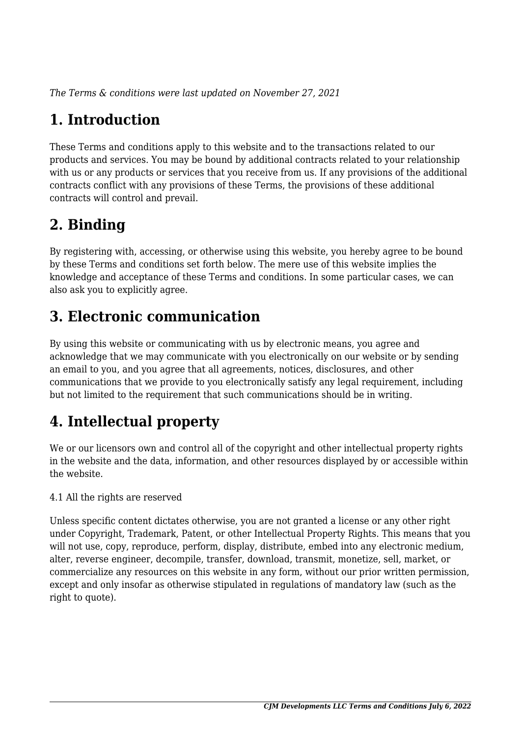*The Terms & conditions were last updated on November 27, 2021*

# 1. Introduction

These Terms and conditions apply to this website and to the transactions related to our products and services. You may be bound by additional contracts related to your relationship with us or any products or services that you receive from us. If any provisions of the additional contracts conflict with any provisions of these Terms, the provisions of these additional contracts will control and prevail.

# 2. Binding

By registering with, accessing, or otherwise using this website, you hereby agree to be bound by these Terms and conditions set forth below. The mere use of this website implies the knowledge and acceptance of these Terms and conditions. In some particular cases, we can also ask you to explicitly agree.

# 3. Electronic communication

By using this website or communicating with us by electronic means, you agree and acknowledge that we may communicate with you electronically on our website or by sending an email to you, and you agree that all agreements, notices, disclosures, and other communications that we provide to you electronically satisfy any legal requirement, including but not limited to the requirement that such communications should be in writing.

# 4. Intellectual property

We or our licensors own and control all of the copyright and other intellectual property rights in the website and the data, information, and other resources displayed by or accessible within the website.

4.1 All the rights are reserved

Unless specific content dictates otherwise, you are not granted a license or any other right under Copyright, Trademark, Patent, or other Intellectual Property Rights. This means that you will not use, copy, reproduce, perform, display, distribute, embed into any electronic medium, alter, reverse engineer, decompile, transfer, download, transmit, monetize, sell, market, or commercialize any resources on this website in any form, without our prior written permission, except and only insofar as otherwise stipulated in regulations of mandatory law (such as the right to quote).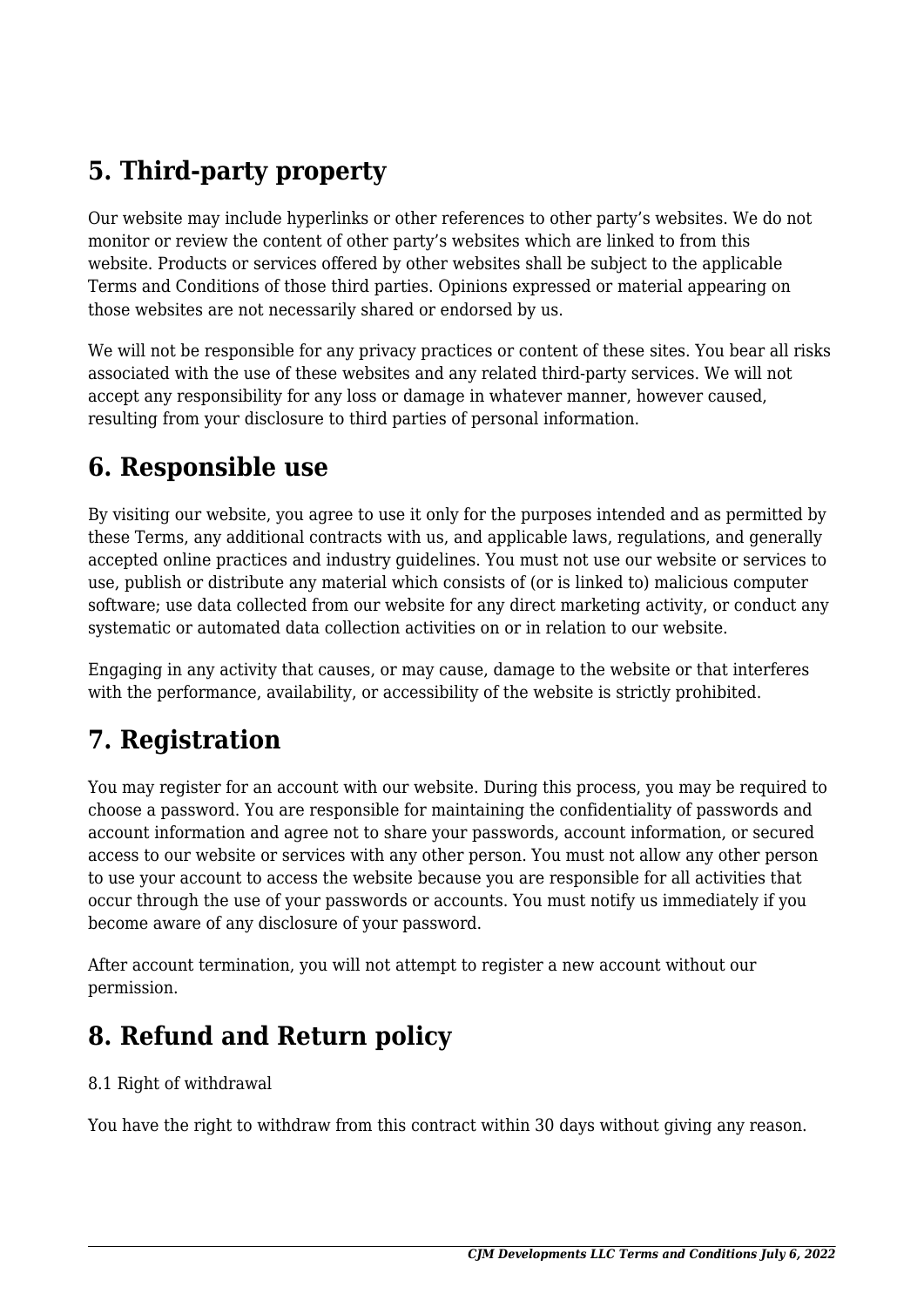## 5. Third-party property

Our website may include hyperlinks or other references to other party's websites. We do not monitor or review the content of other party's websites which are linked to from this website. Products or services offered by other websites shall be subject to the applicable Terms and Conditions of those third parties. Opinions expressed or material appearing on those websites are not necessarily shared or endorsed by us.

We will not be responsible for any privacy practices or content of these sites. You bear all risks associated with the use of these websites and any related third-party services. We will not accept any responsibility for any loss or damage in whatever manner, however caused, resulting from your disclosure to third parties of personal information.

## 6. Responsible use

By visiting our website, you agree to use it only for the purposes intended and as permitted by these Terms, any additional contracts with us, and applicable laws, regulations, and generally accepted online practices and industry guidelines. You must not use our website or services to use, publish or distribute any material which consists of (or is linked to) malicious computer software; use data collected from our website for any direct marketing activity, or conduct any systematic or automated data collection activities on or in relation to our website.

Engaging in any activity that causes, or may cause, damage to the website or that interferes with the performance, availability, or accessibility of the website is strictly prohibited.

## 7. Registration

You may register for an account with our website. During this process, you may be required to choose a password. You are responsible for maintaining the confidentiality of passwords and account information and agree not to share your passwords, account information, or secured access to our website or services with any other person. You must not allow any other person to use your account to access the website because you are responsible for all activities that occur through the use of your passwords or accounts. You must notify us immediately if you become aware of any disclosure of your password.

After account termination, you will not attempt to register a new account without our permission.

## 8. Refund and Return policy

8.1 Right of withdrawal

You have the right to withdraw from this contract within 30 days without giving any reason.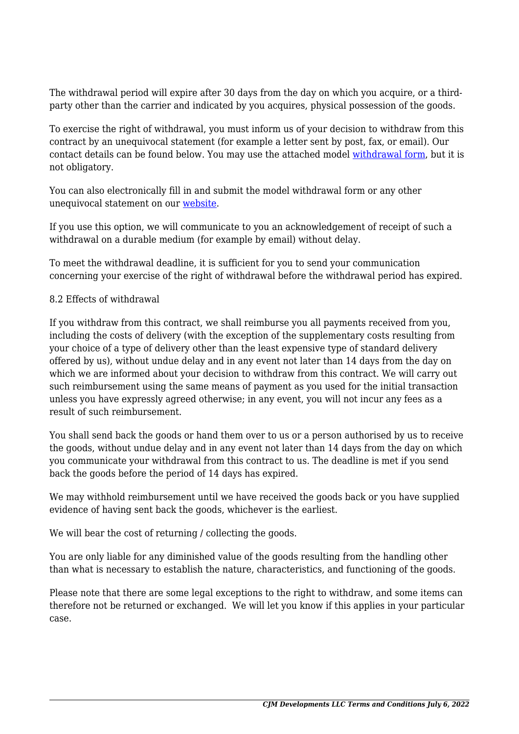The withdrawal period will expire after 30 days from the day on which you acquire, or a third-party other than the carrier and indicated by you acquires, physical possession of the goods.

To exercise the right of withdrawal, you must inform us of your decision to withdraw from this contract by an unequivocal statement (for example a letter sent by post, fax, or email). Our contact details can be found below. You may use the attached model withdrawal form, but it is not obligatory.

You can also electronically fill in and submit the model withdrawal form or any other unequivocal statement on our website.

If you use this option, we will communicate to you an acknowledgement of receipt of such a withdrawal on a durable medium (for example by email) without delay.

To meet the withdrawal deadline, it is sufficient for you to send your communication concerning your exercise of the right of withdrawal before the withdrawal period has expired.

8.2 Effects of withdrawal

If you withdraw from this contract, we shall reimburse you all payments received from you, including the costs of delivery (with the exception of the supplementary costs resulting from your choice of a type of delivery other than the least expensive type of standard delivery offered by us), without undue delay and in any event not later than 14 days from the day on which we are informed about your decision to withdraw from this contract. We will carry out such reimbursement using the same means of payment as you used for the initial transaction unless you have expressly agreed otherwise; in any event, you will not incur any fees as a result of such reimbursement.

You shall send back the goods or hand them over to us or a person authorised by us to receive the goods, without undue delay and in any event not later than 14 days from the day on which you communicate your withdrawal from this contract to us. The deadline is met if you send back the goods before the period of 14 days has expired.

We may withhold reimbursement until we have received the goods back or you have supplied evidence of having sent back the goods, whichever is the earliest.

We will bear the cost of returning / collecting the goods.

You are only liable for any diminished value of the goods resulting from the handling other than what is necessary to establish the nature, characteristics, and functioning of the goods.

Please note that there are some legal exceptions to the right to withdraw, and some items can therefore not be returned or exchanged. We will let you know if this applies in your particular case.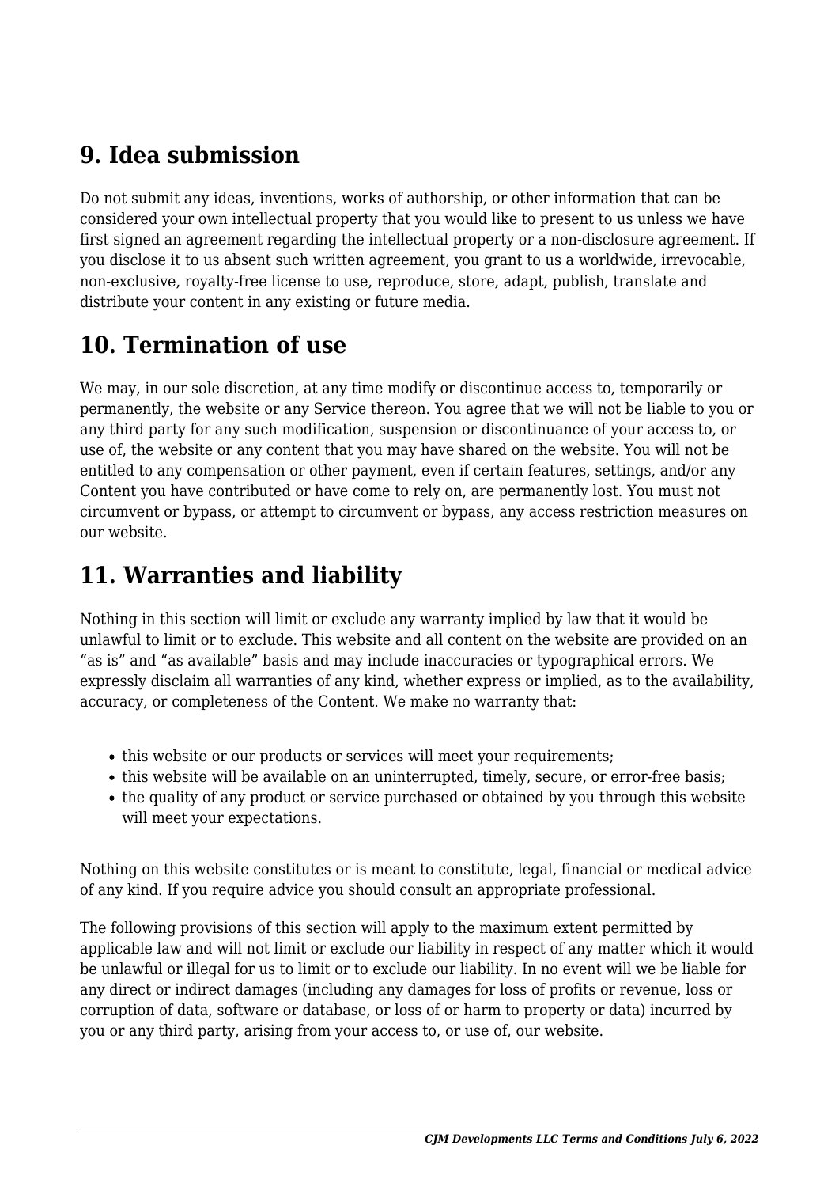## 9. Idea submission

Do not submit any ideas, inventions, works of authorship, or other information that can be considered your own intellectual property that you would like to present to us unless we have first signed an agreement regarding the intellectual property or a non-disclosure agreement. If you disclose it to us absent such written agreement, you grant to us a worldwide, irrevocable, non-exclusive, royalty-free license to use, reproduce, store, adapt, publish, translate and distribute your content in any existing or future media.

## 10. Termination of use

We may, in our sole discretion, at any time modify or discontinue access to, temporarily or permanently, the website or any Service thereon. You agree that we will not be liable to you or any third party for any such modification, suspension or discontinuance of your access to, or use of, the website or any content that you may have shared on the website. You will not be entitled to any compensation or other payment, even if certain features, settings, and/or any Content you have contributed or have come to rely on, are permanently lost. You must not circumvent or bypass, or attempt to circumvent or bypass, any access restriction measures on our website.

## 11. Warranties and liability

Nothing in this section will limit or exclude any warranty implied by law that it would be unlawful to limit or to exclude. This website and all content on the website are provided on an "as is" and "as available" basis and may include inaccuracies or typographical errors. We expressly disclaim all warranties of any kind, whether express or implied, as to the availability, accuracy, or completeness of the Content. We make no warranty that:

- this website or our products or services will meet your requirements;
- this website will be available on an uninterrupted, timely, secure, or error-free basis;
- the quality of any product or service purchased or obtained by you through this website will meet your expectations.

Nothing on this website constitutes or is meant to constitute, legal, financial or medical advice of any kind. If you require advice you should consult an appropriate professional.

The following provisions of this section will apply to the maximum extent permitted by applicable law and will not limit or exclude our liability in respect of any matter which it would be unlawful or illegal for us to limit or to exclude our liability. In no event will we be liable for any direct or indirect damages (including any damages for loss of profits or revenue, loss or corruption of data, software or database, or loss of or harm to property or data) incurred by you or any third party, arising from your access to, or use of, our website.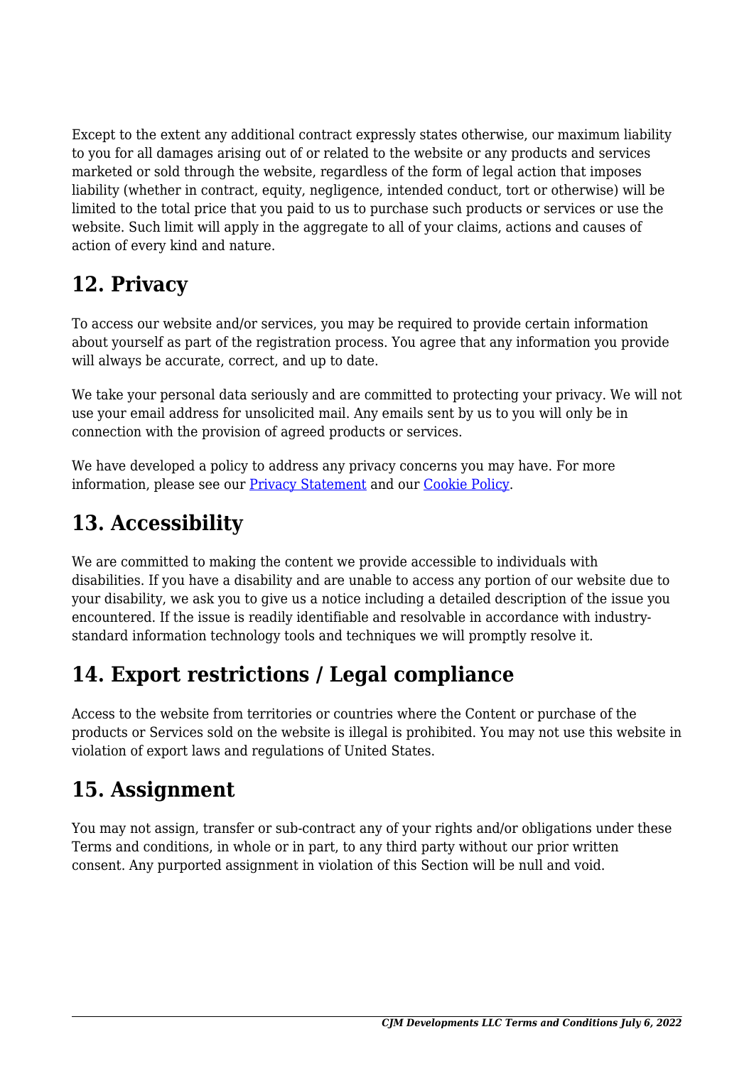Except to the extent any additional contract expressly states otherwise, our maximum liability to you for all damages arising out of or related to the website or any products and services marketed or sold through the website, regardless of the form of legal action that imposes liability (whether in contract, equity, negligence, intended conduct, tort or otherwise) will be limited to the total price that you paid to us to purchase such products or services or use the website. Such limit will apply in the aggregate to all of your claims, actions and causes of action of every kind and nature.

## 12. Privacy

To access our website and/or services, you may be required to provide certain information about yourself as part of the registration process. You agree that any information you provide will always be accurate, correct, and up to date.

We take your personal data seriously and are committed to protecting your privacy. We will not use your email address for unsolicited mail. Any emails sent by us to you will only be in connection with the provision of agreed products or services.

We have developed a policy to address any privacy concerns you may have. For more information, please see our Privacy Statement and our Cookie Policy.

## 13. Accessibility

We are committed to making the content we provide accessible to individuals with disabilities. If you have a disability and are unable to access any portion of our website due to your disability, we ask you to give us a notice including a detailed description of the issue you encountered. If the issue is readily identifiable and resolvable in accordance with industry-standard information technology tools and techniques we will promptly resolve it.

## 14. Export restrictions / Legal compliance

Access to the website from territories or countries where the Content or purchase of the products or Services sold on the website is illegal is prohibited. You may not use this website in violation of export laws and regulations of United States.

## 15. Assignment

You may not assign, transfer or sub-contract any of your rights and/or obligations under these Terms and conditions, in whole or in part, to any third party without our prior written consent. Any purported assignment in violation of this Section will be null and void.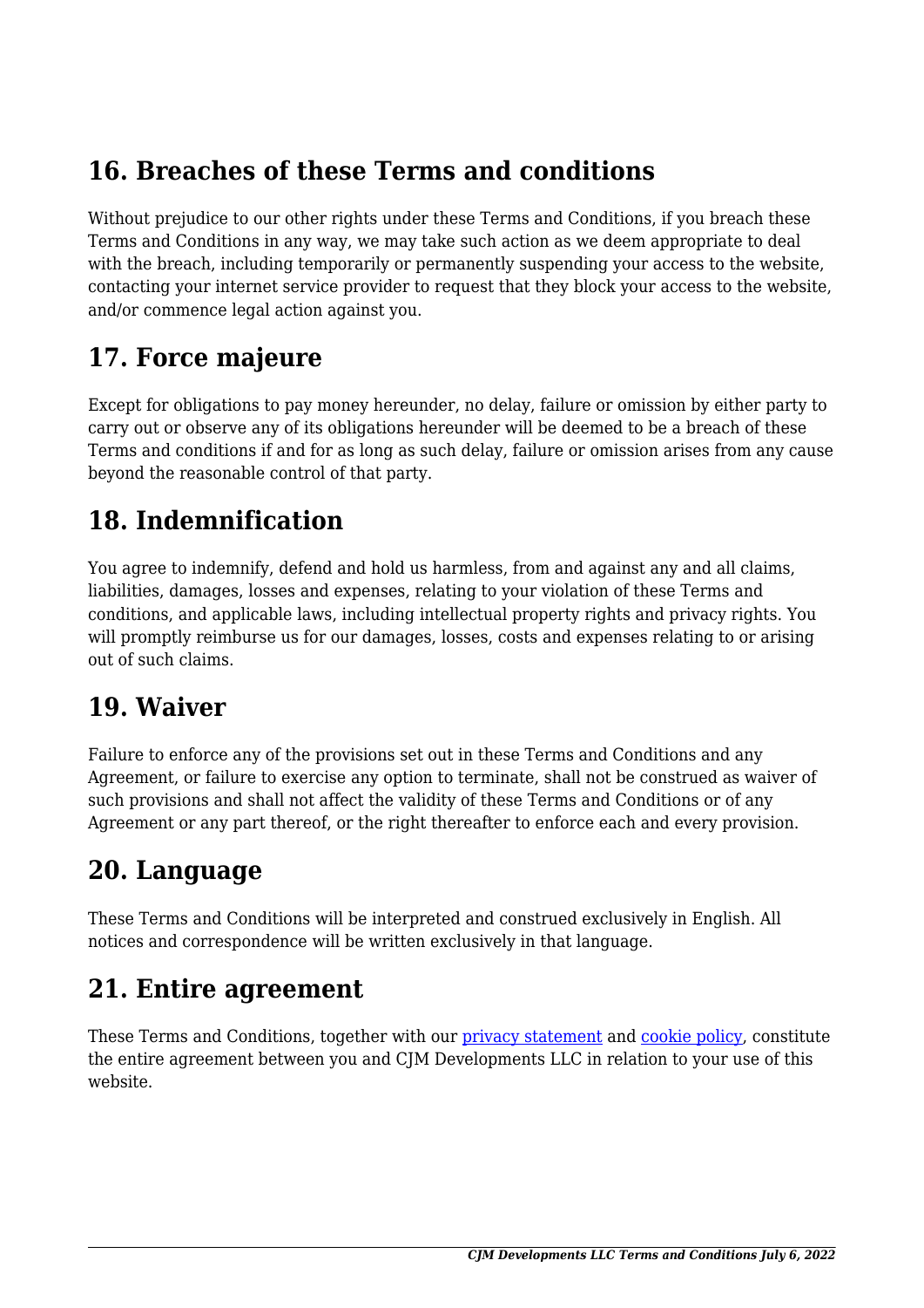## 16. Breaches of these Terms and conditions

Without prejudice to our other rights under these Terms and Conditions, if you breach these Terms and Conditions in any way, we may take such action as we deem appropriate to deal with the breach, including temporarily or permanently suspending your access to the website, contacting your internet service provider to request that they block your access to the website, and/or commence legal action against you.

## 17. Force majeure

Except for obligations to pay money hereunder, no delay, failure or omission by either party to carry out or observe any of its obligations hereunder will be deemed to be a breach of these Terms and conditions if and for as long as such delay, failure or omission arises from any cause beyond the reasonable control of that party.

## 18. Indemnification

You agree to indemnify, defend and hold us harmless, from and against any and all claims, liabilities, damages, losses and expenses, relating to your violation of these Terms and conditions, and applicable laws, including intellectual property rights and privacy rights. You will promptly reimburse us for our damages, losses, costs and expenses relating to or arising out of such claims.

## 19. Waiver

Failure to enforce any of the provisions set out in these Terms and Conditions and any Agreement, or failure to exercise any option to terminate, shall not be construed as waiver of such provisions and shall not affect the validity of these Terms and Conditions or of any Agreement or any part thereof, or the right thereafter to enforce each and every provision.

## 20. Language

These Terms and Conditions will be interpreted and construed exclusively in English. All notices and correspondence will be written exclusively in that language.

## 21. Entire agreement

These Terms and Conditions, together with our privacy statement and cookie policy, constitute the entire agreement between you and CJM Developments LLC in relation to your use of this website.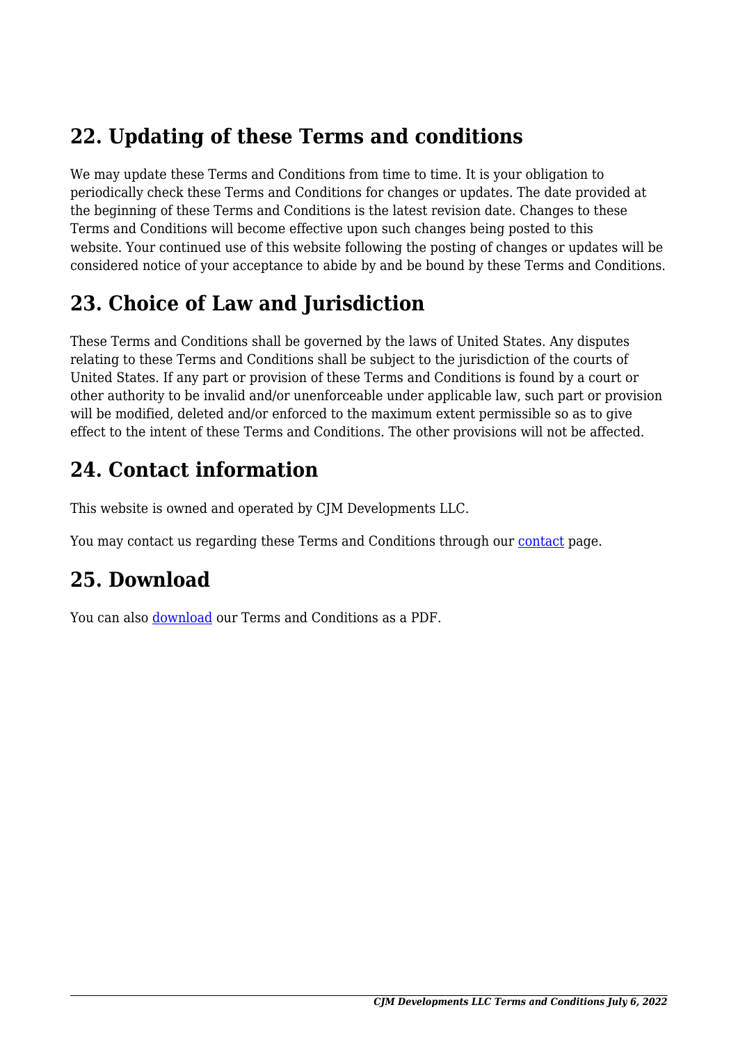## 22. Updating of these Terms and conditions

We may update these Terms and Conditions from time to time. It is your obligation to periodically check these Terms and Conditions for changes or updates. The date provided at the beginning of these Terms and Conditions is the latest revision date. Changes to these Terms and Conditions will become effective upon such changes being posted to this website. Your continued use of this website following the posting of changes or updates will be considered notice of your acceptance to abide by and be bound by these Terms and Conditions.

## 23. Choice of Law and Jurisdiction

These Terms and Conditions shall be governed by the laws of United States. Any disputes relating to these Terms and Conditions shall be subject to the jurisdiction of the courts of United States. If any part or provision of these Terms and Conditions is found by a court or other authority to be invalid and/or unenforceable under applicable law, such part or provision will be modified, deleted and/or enforced to the maximum extent permissible so as to give effect to the intent of these Terms and Conditions. The other provisions will not be affected.

## 24. Contact information

This website is owned and operated by CJM Developments LLC.

You may contact us regarding these Terms and Conditions through our contact page.

## 25. Download

You can also download our Terms and Conditions as a PDF.